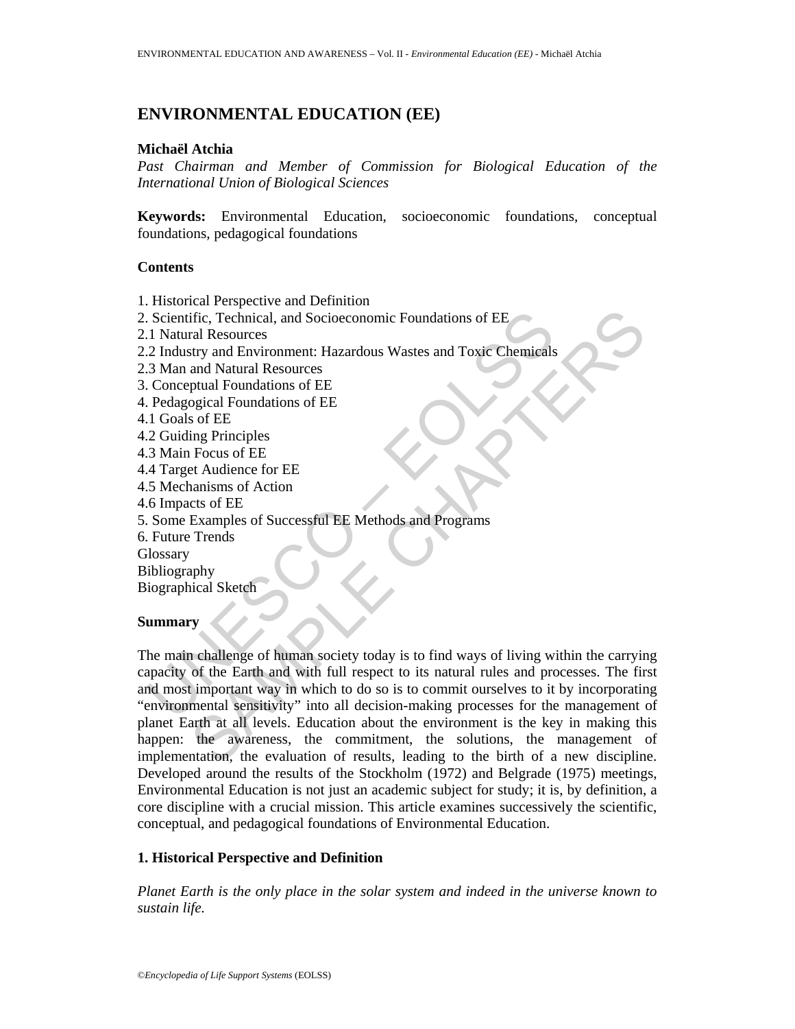# ENVIRONMENTAL EDUCATION (EE)

**Michaël Atchia**

*Past Chairman and Member of Commission for Biological Education of the International Union of Biological Sciences*

**Keywords:** Environmental Education, socioeconomic foundations, conceptual foundations, pedagogical foundations

## Contents

1. Historical Perspective and Definition
2. Scientific, Technical, and Socioeconomic Foundations of EE
2.1 Natural Resources
2.2 Industry and Environment: Hazardous Wastes and Toxic Chemicals
2.3 Man and Natural Resources
3. Conceptual Foundations of EE
4. Pedagogical Foundations of EE
4.1 Goals of EE
4.2 Guiding Principles
4.3 Main Focus of EE
4.4 Target Audience for EE
4.5 Mechanisms of Action
4.6 Impacts of EE
5. Some Examples of Successful EE Methods and Programs
6. Future Trends
Glossary
Bibliography
Biographical Sketch

## Summary

The main challenge of human society today is to find ways of living within the carrying capacity of the Earth and with full respect to its natural rules and processes. The first and most important way in which to do so is to commit ourselves to it by incorporating "environmental sensitivity" into all decision-making processes for the management of planet Earth at all levels. Education about the environment is the key in making this happen: the awareness, the commitment, the solutions, the management of implementation, the evaluation of results, leading to the birth of a new discipline. Developed around the results of the Stockholm (1972) and Belgrade (1975) meetings, Environmental Education is not just an academic subject for study; it is, by definition, a core discipline with a crucial mission. This article examines successively the scientific, conceptual, and pedagogical foundations of Environmental Education.

## 1. Historical Perspective and Definition

*Planet Earth is the only place in the solar system and indeed in the universe known to sustain life.*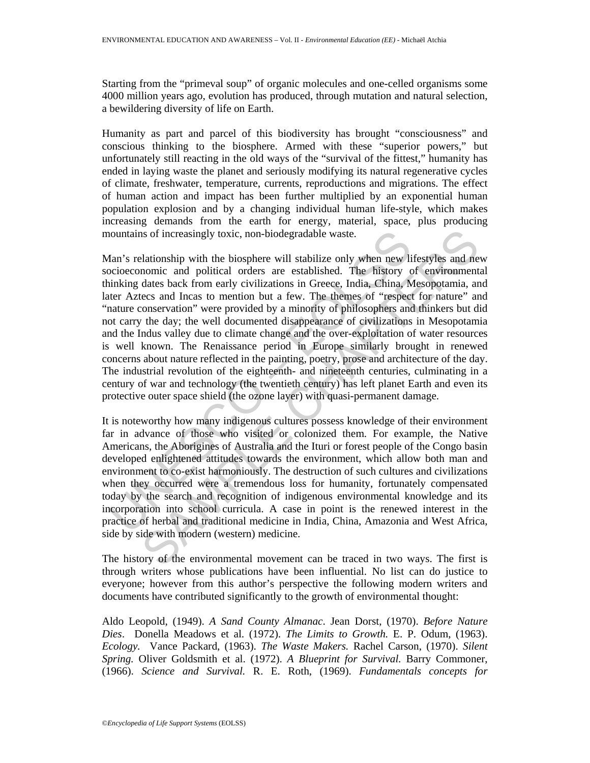Starting from the "primeval soup" of organic molecules and one-celled organisms some 4000 million years ago, evolution has produced, through mutation and natural selection, a bewildering diversity of life on Earth.

Humanity as part and parcel of this biodiversity has brought "consciousness" and conscious thinking to the biosphere. Armed with these "superior powers," but unfortunately still reacting in the old ways of the "survival of the fittest," humanity has ended in laying waste the planet and seriously modifying its natural regenerative cycles of climate, freshwater, temperature, currents, reproductions and migrations. The effect of human action and impact has been further multiplied by an exponential human population explosion and by a changing individual human life-style, which makes increasing demands from the earth for energy, material, space, plus producing mountains of increasingly toxic, non-biodegradable waste.

Man's relationship with the biosphere will stabilize only when new lifestyles and new socioeconomic and political orders are established. The history of environmental thinking dates back from early civilizations in Greece, India, China, Mesopotamia, and later Aztecs and Incas to mention but a few. The themes of "respect for nature" and "nature conservation" were provided by a minority of philosophers and thinkers but did not carry the day; the well documented disappearance of civilizations in Mesopotamia and the Indus valley due to climate change and the over-exploitation of water resources is well known. The Renaissance period in Europe similarly brought in renewed concerns about nature reflected in the painting, poetry, prose and architecture of the day. The industrial revolution of the eighteenth- and nineteenth centuries, culminating in a century of war and technology (the twentieth century) has left planet Earth and even its protective outer space shield (the ozone layer) with quasi-permanent damage.

It is noteworthy how many indigenous cultures possess knowledge of their environment far in advance of those who visited or colonized them. For example, the Native Americans, the Aborigines of Australia and the Ituri or forest people of the Congo basin developed enlightened attitudes towards the environment, which allow both man and environment to co-exist harmoniously. The destruction of such cultures and civilizations when they occurred were a tremendous loss for humanity, fortunately compensated today by the search and recognition of indigenous environmental knowledge and its incorporation into school curricula. A case in point is the renewed interest in the practice of herbal and traditional medicine in India, China, Amazonia and West Africa, side by side with modern (western) medicine.

The history of the environmental movement can be traced in two ways. The first is through writers whose publications have been influential. No list can do justice to everyone; however from this author's perspective the following modern writers and documents have contributed significantly to the growth of environmental thought:

Aldo Leopold, (1949). *A Sand County Almanac*. Jean Dorst, (1970). *Before Nature Dies*. Donella Meadows et al. (1972). *The Limits to Growth.* E. P. Odum, (1963). *Ecology.* Vance Packard, (1963). *The Waste Makers.* Rachel Carson, (1970). *Silent Spring.* Oliver Goldsmith et al. (1972). *A Blueprint for Survival.* Barry Commoner, (1966). *Science and Survival.* R. E. Roth, (1969). *Fundamentals concepts for*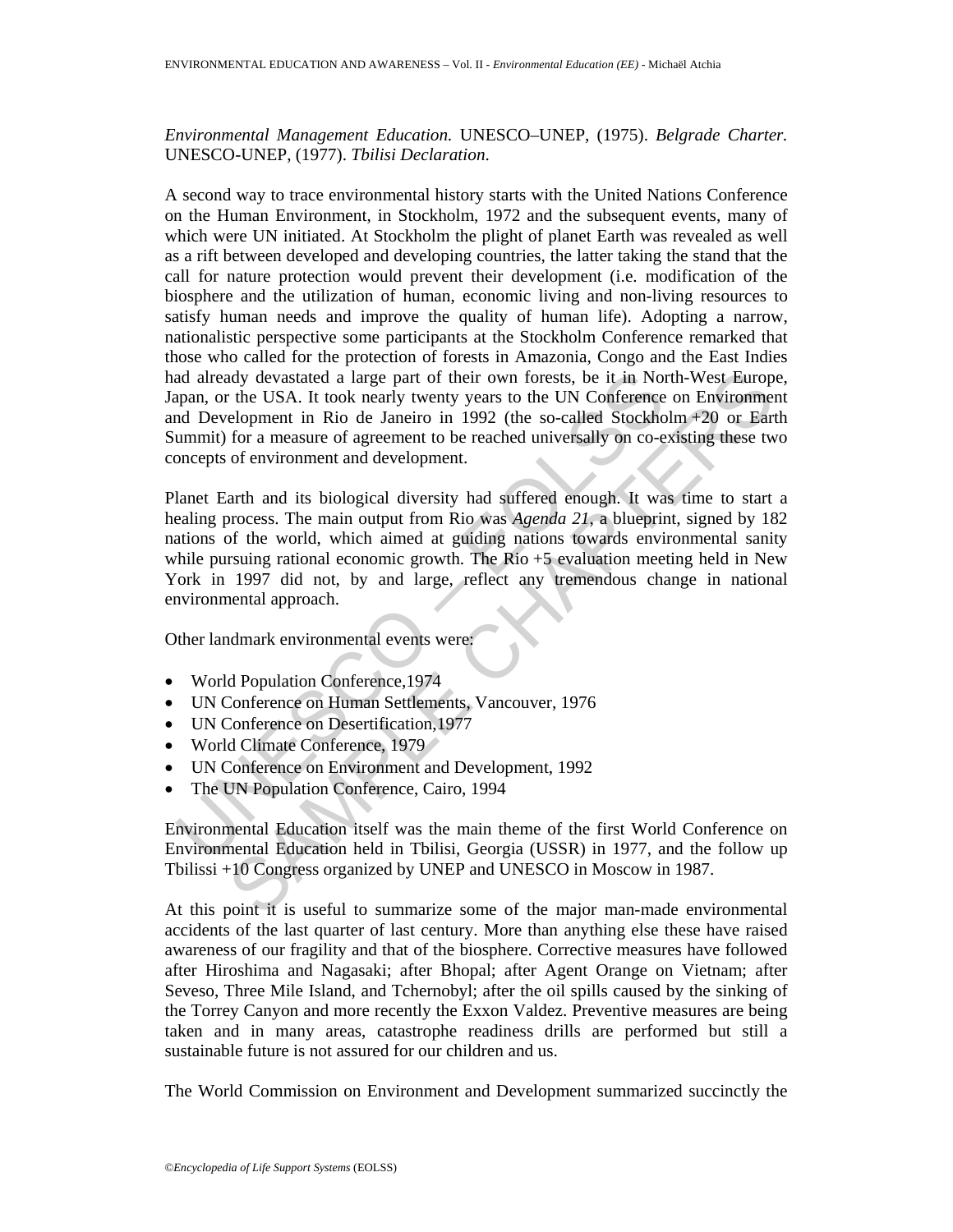*Environmental Management Education.* UNESCO–UNEP, (1975). *Belgrade Charter.* UNESCO-UNEP, (1977). *Tbilisi Declaration.*

A second way to trace environmental history starts with the United Nations Conference on the Human Environment, in Stockholm, 1972 and the subsequent events, many of which were UN initiated. At Stockholm the plight of planet Earth was revealed as well as a rift between developed and developing countries, the latter taking the stand that the call for nature protection would prevent their development (i.e. modification of the biosphere and the utilization of human, economic living and non-living resources to satisfy human needs and improve the quality of human life). Adopting a narrow, nationalistic perspective some participants at the Stockholm Conference remarked that those who called for the protection of forests in Amazonia, Congo and the East Indies had already devastated a large part of their own forests, be it in North-West Europe, Japan, or the USA. It took nearly twenty years to the UN Conference on Environment and Development in Rio de Janeiro in 1992 (the so-called Stockholm +20 or Earth Summit) for a measure of agreement to be reached universally on co-existing these two concepts of environment and development.

Planet Earth and its biological diversity had suffered enough. It was time to start a healing process. The main output from Rio was *Agenda 21*, a blueprint, signed by 182 nations of the world, which aimed at guiding nations towards environmental sanity while pursuing rational economic growth. The Rio +5 evaluation meeting held in New York in 1997 did not, by and large, reflect any tremendous change in national environmental approach.

Other landmark environmental events were:

- World Population Conference,1974
- UN Conference on Human Settlements, Vancouver, 1976
- UN Conference on Desertification,1977
- World Climate Conference, 1979
- UN Conference on Environment and Development, 1992
- The UN Population Conference, Cairo, 1994

Environmental Education itself was the main theme of the first World Conference on Environmental Education held in Tbilisi, Georgia (USSR) in 1977, and the follow up Tbilissi +10 Congress organized by UNEP and UNESCO in Moscow in 1987.

At this point it is useful to summarize some of the major man-made environmental accidents of the last quarter of last century. More than anything else these have raised awareness of our fragility and that of the biosphere. Corrective measures have followed after Hiroshima and Nagasaki; after Bhopal; after Agent Orange on Vietnam; after Seveso, Three Mile Island, and Tchernobyl; after the oil spills caused by the sinking of the Torrey Canyon and more recently the Exxon Valdez. Preventive measures are being taken and in many areas, catastrophe readiness drills are performed but still a sustainable future is not assured for our children and us.

The World Commission on Environment and Development summarized succinctly the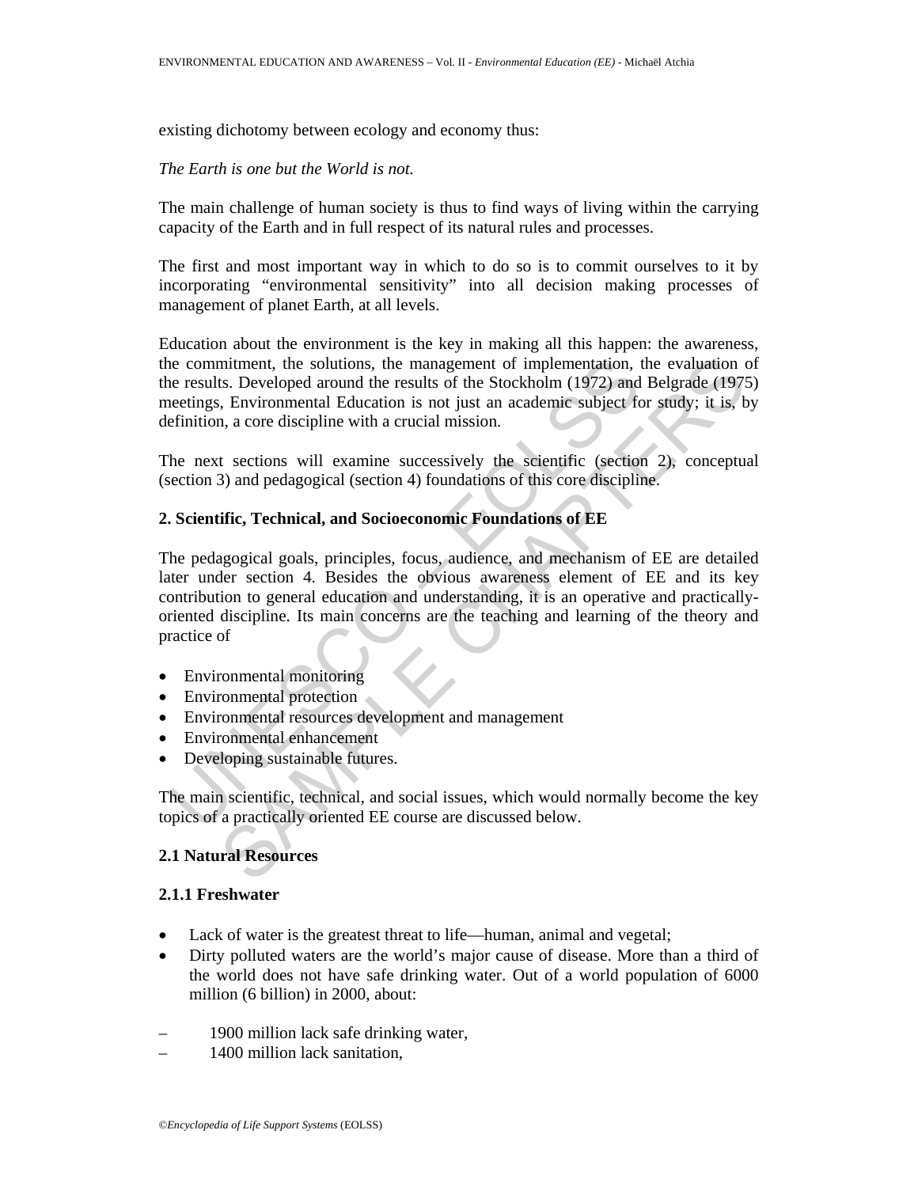existing dichotomy between ecology and economy thus:

*The Earth is one but the World is not.*

The main challenge of human society is thus to find ways of living within the carrying capacity of the Earth and in full respect of its natural rules and processes.

The first and most important way in which to do so is to commit ourselves to it by incorporating "environmental sensitivity" into all decision making processes of management of planet Earth, at all levels.

Education about the environment is the key in making all this happen: the awareness, the commitment, the solutions, the management of implementation, the evaluation of the results. Developed around the results of the Stockholm (1972) and Belgrade (1975) meetings, Environmental Education is not just an academic subject for study; it is, by definition, a core discipline with a crucial mission.

The next sections will examine successively the scientific (section 2), conceptual (section 3) and pedagogical (section 4) foundations of this core discipline.

## 2. Scientific, Technical, and Socioeconomic Foundations of EE

The pedagogical goals, principles, focus, audience, and mechanism of EE are detailed later under section 4. Besides the obvious awareness element of EE and its key contribution to general education and understanding, it is an operative and practically-oriented discipline. Its main concerns are the teaching and learning of the theory and practice of

- Environmental monitoring
- Environmental protection
- Environmental resources development and management
- Environmental enhancement
- Developing sustainable futures.

The main scientific, technical, and social issues, which would normally become the key topics of a practically oriented EE course are discussed below.

### 2.1 Natural Resources

#### 2.1.1 Freshwater

- Lack of water is the greatest threat to life—human, animal and vegetal;
- Dirty polluted waters are the world's major cause of disease. More than a third of the world does not have safe drinking water. Out of a world population of 6000 million (6 billion) in 2000, about:

– 1900 million lack safe drinking water,
– 1400 million lack sanitation,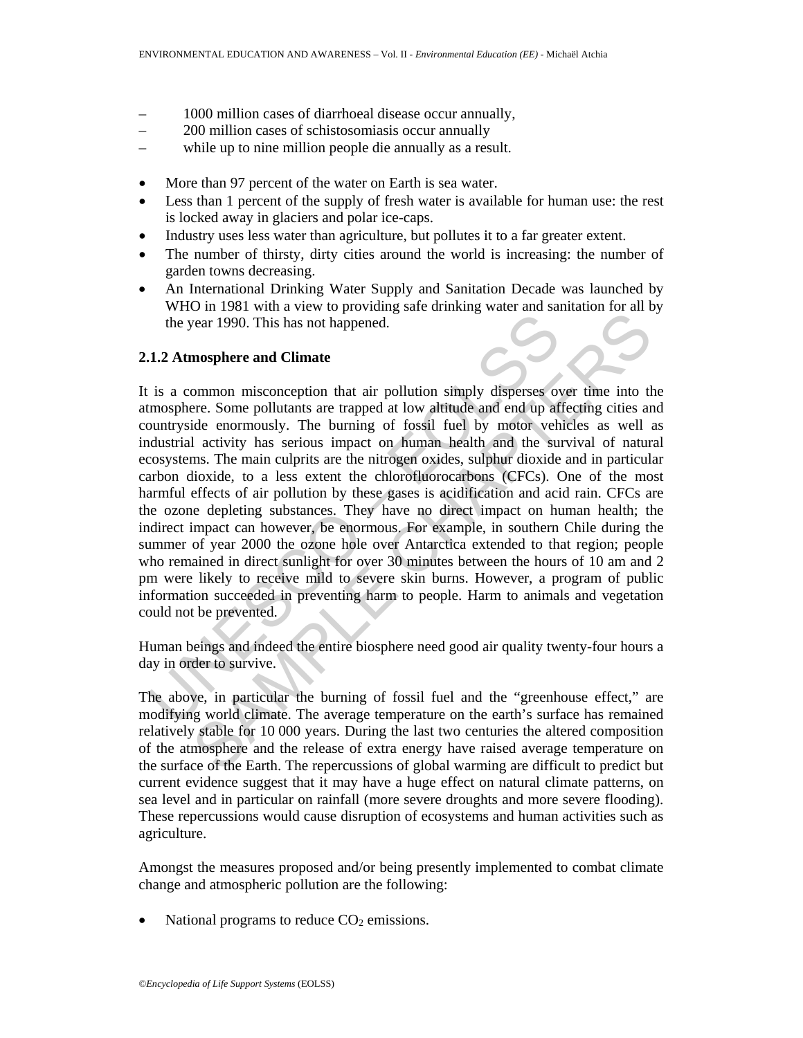– 1000 million cases of diarrhoeal disease occur annually,
– 200 million cases of schistosomiasis occur annually
– while up to nine million people die annually as a result.

- More than 97 percent of the water on Earth is sea water.
- Less than 1 percent of the supply of fresh water is available for human use: the rest is locked away in glaciers and polar ice-caps.
- Industry uses less water than agriculture, but pollutes it to a far greater extent.
- The number of thirsty, dirty cities around the world is increasing: the number of garden towns decreasing.
- An International Drinking Water Supply and Sanitation Decade was launched by WHO in 1981 with a view to providing safe drinking water and sanitation for all by the year 1990. This has not happened.

### 2.1.2 Atmosphere and Climate

It is a common misconception that air pollution simply disperses over time into the atmosphere. Some pollutants are trapped at low altitude and end up affecting cities and countryside enormously. The burning of fossil fuel by motor vehicles as well as industrial activity has serious impact on human health and the survival of natural ecosystems. The main culprits are the nitrogen oxides, sulphur dioxide and in particular carbon dioxide, to a less extent the chlorofluorocarbons (CFCs). One of the most harmful effects of air pollution by these gases is acidification and acid rain. CFCs are the ozone depleting substances. They have no direct impact on human health; the indirect impact can however, be enormous. For example, in southern Chile during the summer of year 2000 the ozone hole over Antarctica extended to that region; people who remained in direct sunlight for over 30 minutes between the hours of 10 am and 2 pm were likely to receive mild to severe skin burns. However, a program of public information succeeded in preventing harm to people. Harm to animals and vegetation could not be prevented.

Human beings and indeed the entire biosphere need good air quality twenty-four hours a day in order to survive.

The above, in particular the burning of fossil fuel and the "greenhouse effect," are modifying world climate. The average temperature on the earth's surface has remained relatively stable for 10 000 years. During the last two centuries the altered composition of the atmosphere and the release of extra energy have raised average temperature on the surface of the Earth. The repercussions of global warming are difficult to predict but current evidence suggest that it may have a huge effect on natural climate patterns, on sea level and in particular on rainfall (more severe droughts and more severe flooding). These repercussions would cause disruption of ecosystems and human activities such as agriculture.

Amongst the measures proposed and/or being presently implemented to combat climate change and atmospheric pollution are the following:

- National programs to reduce $CO_2$ emissions.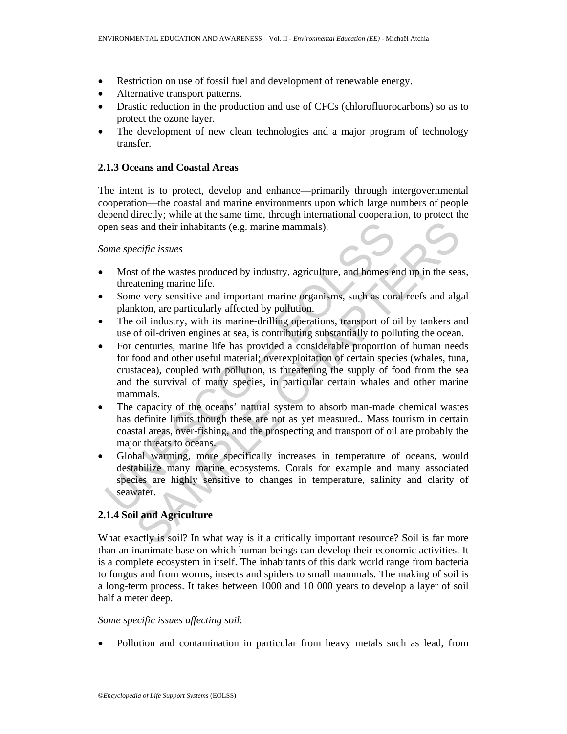- Restriction on use of fossil fuel and development of renewable energy.
- Alternative transport patterns.
- Drastic reduction in the production and use of CFCs (chlorofluorocarbons) so as to protect the ozone layer.
- The development of new clean technologies and a major program of technology transfer.

### 2.1.3 Oceans and Coastal Areas

The intent is to protect, develop and enhance—primarily through intergovernmental cooperation—the coastal and marine environments upon which large numbers of people depend directly; while at the same time, through international cooperation, to protect the open seas and their inhabitants (e.g. marine mammals).

*Some specific issues*

- Most of the wastes produced by industry, agriculture, and homes end up in the seas, threatening marine life.
- Some very sensitive and important marine organisms, such as coral reefs and algal plankton, are particularly affected by pollution.
- The oil industry, with its marine-drilling operations, transport of oil by tankers and use of oil-driven engines at sea, is contributing substantially to polluting the ocean.
- For centuries, marine life has provided a considerable proportion of human needs for food and other useful material; overexploitation of certain species (whales, tuna, crustacea), coupled with pollution, is threatening the supply of food from the sea and the survival of many species, in particular certain whales and other marine mammals.
- The capacity of the oceans' natural system to absorb man-made chemical wastes has definite limits though these are not as yet measured.. Mass tourism in certain coastal areas, over-fishing, and the prospecting and transport of oil are probably the major threats to oceans.
- Global warming, more specifically increases in temperature of oceans, would destabilize many marine ecosystems. Corals for example and many associated species are highly sensitive to changes in temperature, salinity and clarity of seawater.

### 2.1.4 Soil and Agriculture

What exactly is soil? In what way is it a critically important resource? Soil is far more than an inanimate base on which human beings can develop their economic activities. It is a complete ecosystem in itself. The inhabitants of this dark world range from bacteria to fungus and from worms, insects and spiders to small mammals. The making of soil is a long-term process. It takes between 1000 and 10 000 years to develop a layer of soil half a meter deep.

*Some specific issues affecting soil*:

- Pollution and contamination in particular from heavy metals such as lead, from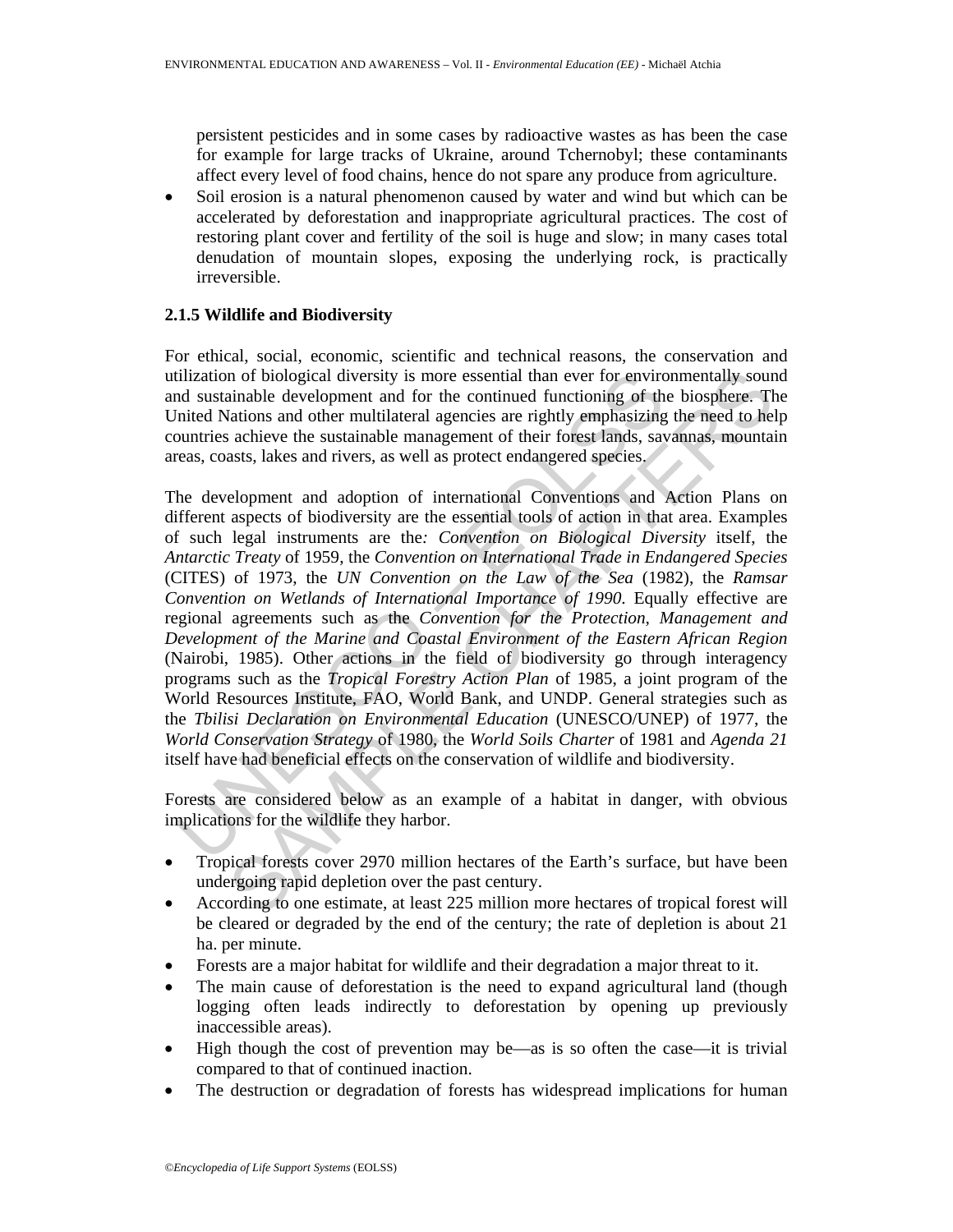persistent pesticides and in some cases by radioactive wastes as has been the case for example for large tracks of Ukraine, around Tchernobyl; these contaminants affect every level of food chains, hence do not spare any produce from agriculture.

- Soil erosion is a natural phenomenon caused by water and wind but which can be accelerated by deforestation and inappropriate agricultural practices. The cost of restoring plant cover and fertility of the soil is huge and slow; in many cases total denudation of mountain slopes, exposing the underlying rock, is practically irreversible.

### 2.1.5 Wildlife and Biodiversity

For ethical, social, economic, scientific and technical reasons, the conservation and utilization of biological diversity is more essential than ever for environmentally sound and sustainable development and for the continued functioning of the biosphere. The United Nations and other multilateral agencies are rightly emphasizing the need to help countries achieve the sustainable management of their forest lands, savannas, mountain areas, coasts, lakes and rivers, as well as protect endangered species.

The development and adoption of international Conventions and Action Plans on different aspects of biodiversity are the essential tools of action in that area. Examples of such legal instruments are the*: Convention on Biological Diversity* itself, the *Antarctic Treaty* of 1959, the *Convention on International Trade in Endangered Species* (CITES) of 1973, the *UN Convention on the Law of the Sea* (1982), the *Ramsar Convention on Wetlands of International Importance of 1990*. Equally effective are regional agreements such as the *Convention for the Protection, Management and Development of the Marine and Coastal Environment of the Eastern African Region* (Nairobi, 1985). Other actions in the field of biodiversity go through interagency programs such as the *Tropical Forestry Action Plan* of 1985, a joint program of the World Resources Institute, FAO, World Bank, and UNDP. General strategies such as the *Tbilisi Declaration on Environmental Education* (UNESCO/UNEP) of 1977, the *World Conservation Strategy* of 1980, the *World Soils Charter* of 1981 and *Agenda 21* itself have had beneficial effects on the conservation of wildlife and biodiversity.

Forests are considered below as an example of a habitat in danger, with obvious implications for the wildlife they harbor.

- Tropical forests cover 2970 million hectares of the Earth's surface, but have been undergoing rapid depletion over the past century.
- According to one estimate, at least 225 million more hectares of tropical forest will be cleared or degraded by the end of the century; the rate of depletion is about 21 ha. per minute.
- Forests are a major habitat for wildlife and their degradation a major threat to it.
- The main cause of deforestation is the need to expand agricultural land (though logging often leads indirectly to deforestation by opening up previously inaccessible areas).
- High though the cost of prevention may be—as is so often the case—it is trivial compared to that of continued inaction.
- The destruction or degradation of forests has widespread implications for human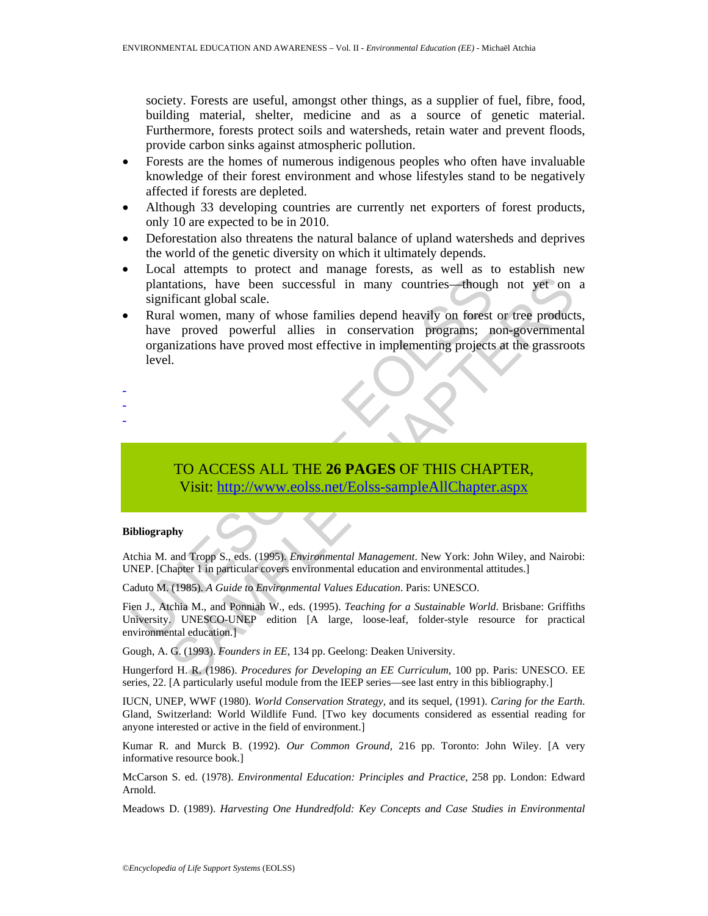society. Forests are useful, amongst other things, as a supplier of fuel, fibre, food, building material, shelter, medicine and as a source of genetic material. Furthermore, forests protect soils and watersheds, retain water and prevent floods, provide carbon sinks against atmospheric pollution.

- Forests are the homes of numerous indigenous peoples who often have invaluable knowledge of their forest environment and whose lifestyles stand to be negatively affected if forests are depleted.
- Although 33 developing countries are currently net exporters of forest products, only 10 are expected to be in 2010.
- Deforestation also threatens the natural balance of upland watersheds and deprives the world of the genetic diversity on which it ultimately depends.
- Local attempts to protect and manage forests, as well as to establish new plantations, have been successful in many countries—though not yet on a significant global scale.
- Rural women, many of whose families depend heavily on forest or tree products, have proved powerful allies in conservation programs; non-governmental organizations have proved most effective in implementing projects at the grassroots level.

-
-
-

TO ACCESS ALL THE **26 PAGES** OF THIS CHAPTER,
Visit: http://www.eolss.net/Eolss-sampleAllChapter.aspx

**Bibliography**

Atchia M. and Tropp S., eds. (1995). *Environmental Management*. New York: John Wiley, and Nairobi: UNEP. [Chapter 1 in particular covers environmental education and environmental attitudes.]

Caduto M. (1985). *A Guide to Environmental Values Education*. Paris: UNESCO.

Fien J., Atchia M., and Ponniah W., eds. (1995). *Teaching for a Sustainable World*. Brisbane: Griffiths University. UNESCO-UNEP edition [A large, loose-leaf, folder-style resource for practical environmental education.]

Gough, A. G. (1993). *Founders in EE*, 134 pp. Geelong: Deaken University.

Hungerford H. R. (1986). *Procedures for Developing an EE Curriculum*, 100 pp. Paris: UNESCO. EE series, 22. [A particularly useful module from the IEEP series—see last entry in this bibliography.]

IUCN, UNEP, WWF (1980). *World Conservation Strategy*, and its sequel, (1991). *Caring for the Earth*. Gland, Switzerland: World Wildlife Fund. [Two key documents considered as essential reading for anyone interested or active in the field of environment.]

Kumar R. and Murck B. (1992). *Our Common Ground*, 216 pp. Toronto: John Wiley. [A very informative resource book.]

McCarson S. ed. (1978). *Environmental Education: Principles and Practice*, 258 pp. London: Edward Arnold.

Meadows D. (1989). *Harvesting One Hundredfold: Key Concepts and Case Studies in Environmental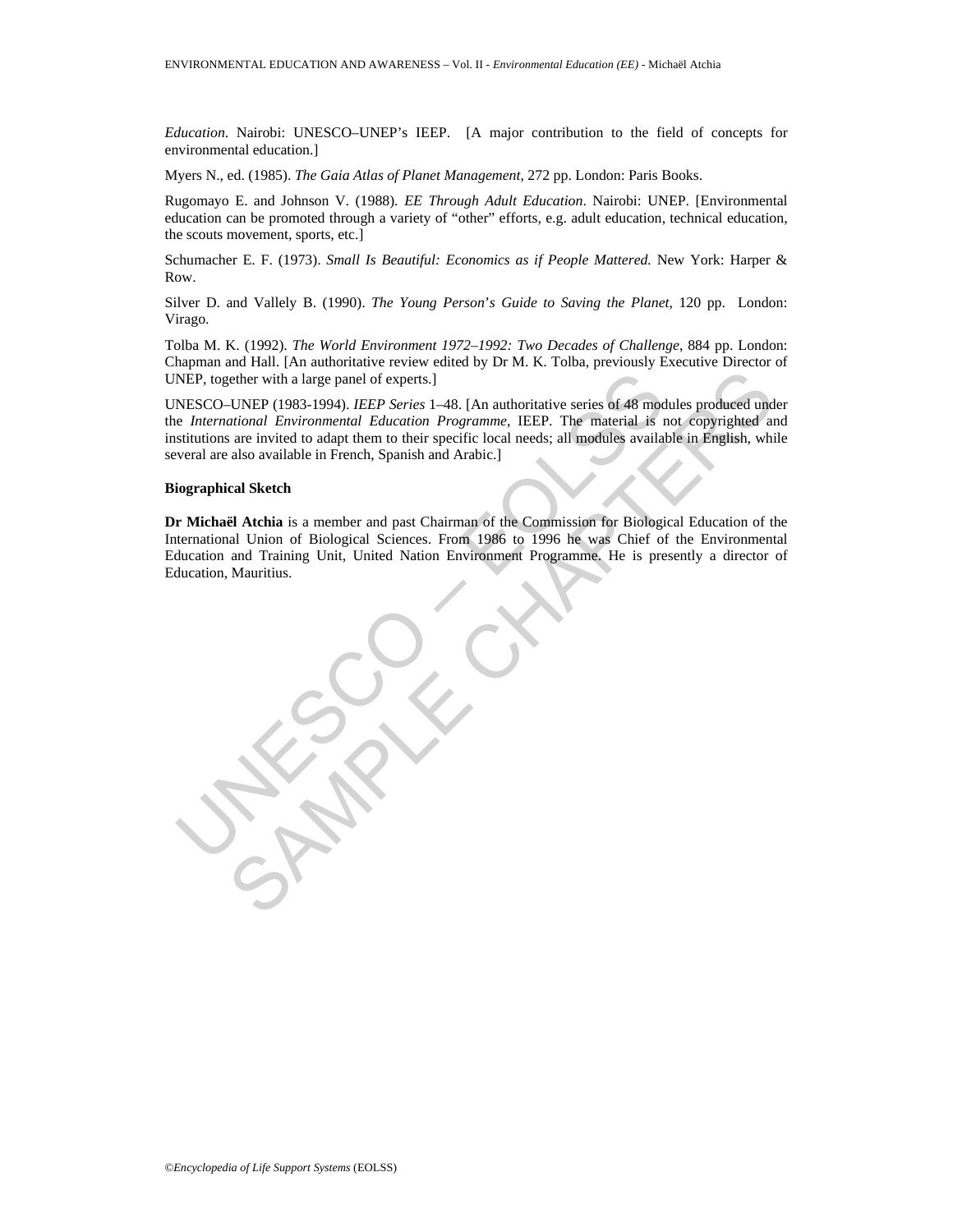*Education*. Nairobi: UNESCO–UNEP's IEEP. [A major contribution to the field of concepts for environmental education.]

Myers N., ed. (1985). *The Gaia Atlas of Planet Management*, 272 pp. London: Paris Books.

Rugomayo E. and Johnson V. (1988). *EE Through Adult Education*. Nairobi: UNEP. [Environmental education can be promoted through a variety of "other" efforts, e.g. adult education, technical education, the scouts movement, sports, etc.]

Schumacher E. F. (1973). *Small Is Beautiful: Economics as if People Mattered.* New York: Harper & Row.

Silver D. and Vallely B. (1990). *The Young Person's Guide to Saving the Planet*, 120 pp. London: Virago.

Tolba M. K. (1992). *The World Environment 1972–1992: Two Decades of Challenge*, 884 pp. London: Chapman and Hall. [An authoritative review edited by Dr M. K. Tolba, previously Executive Director of UNEP, together with a large panel of experts.]

UNESCO–UNEP (1983-1994). *IEEP Series* 1–48. [An authoritative series of 48 modules produced under the *International Environmental Education Programme*, IEEP. The material is not copyrighted and institutions are invited to adapt them to their specific local needs; all modules available in English, while several are also available in French, Spanish and Arabic.]

**Biographical Sketch**

**Dr Michaël Atchia** is a member and past Chairman of the Commission for Biological Education of the International Union of Biological Sciences. From 1986 to 1996 he was Chief of the Environmental Education and Training Unit, United Nation Environment Programme. He is presently a director of Education, Mauritius.